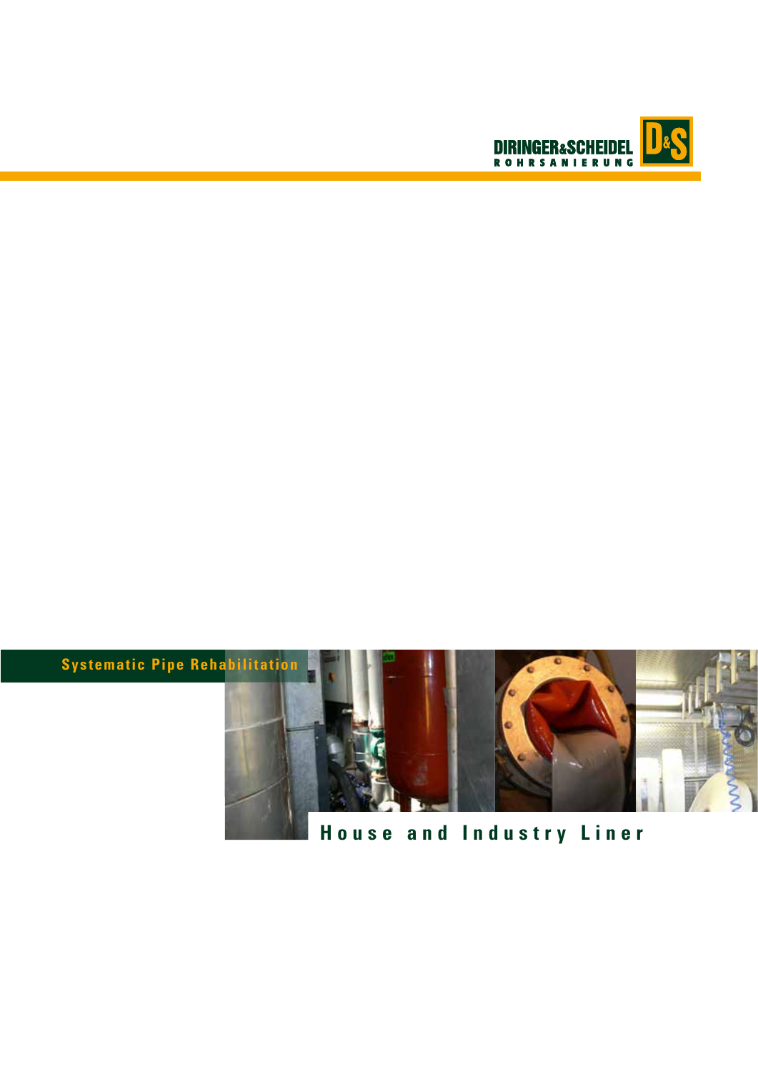DIRINGER&SCHEIDEL ROHRSANIERUNG

Systematic Pipe Rehabilitation

# House and Industry Liner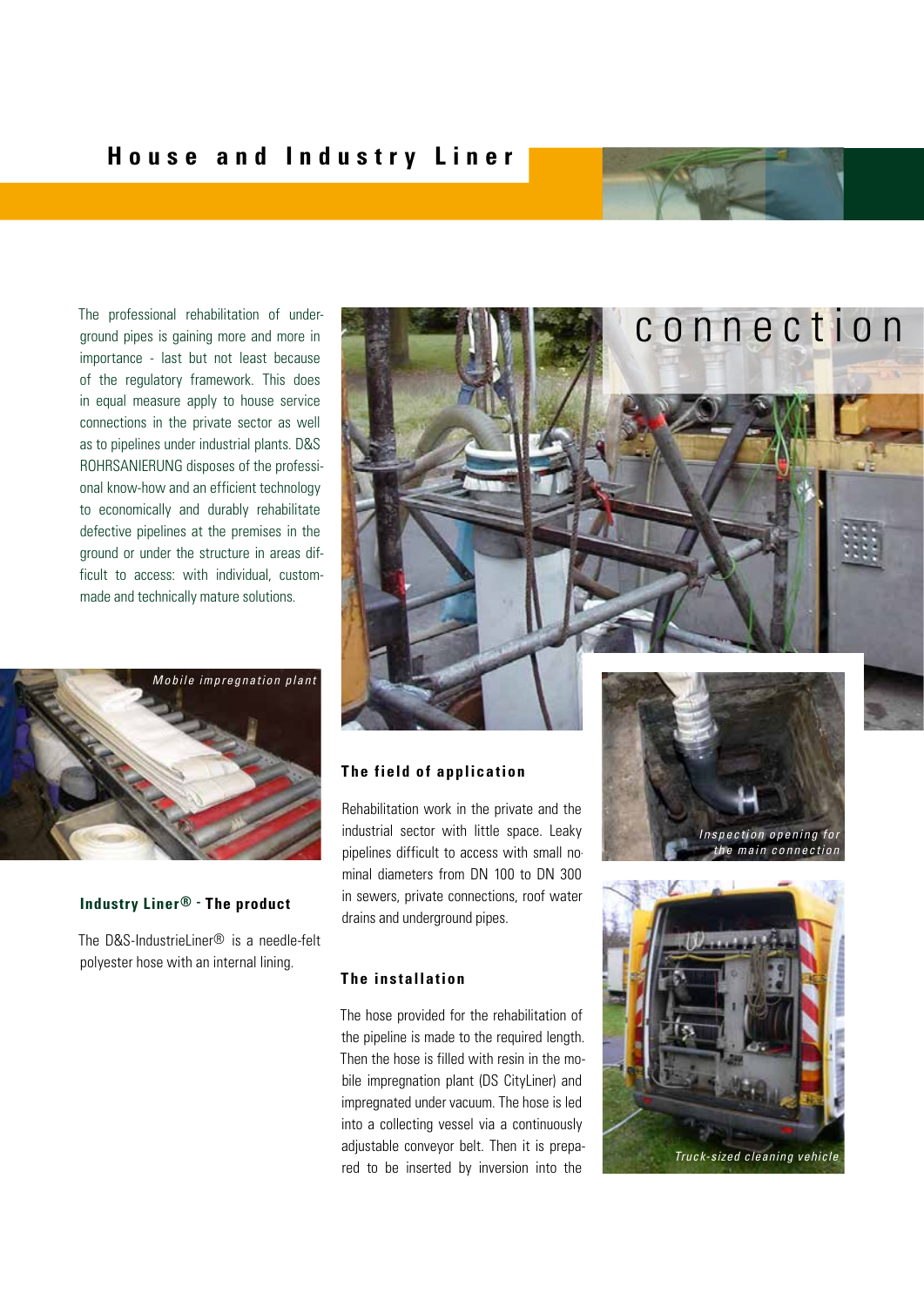# House and Industry Liner

connection

The professional rehabilitation of underground pipes is gaining more and more in importance - last but not least because of the regulatory framework. This does in equal measure apply to house service connections in the private sector as well as to pipelines under industrial plants. D&S ROHRSANIERUNG disposes of the professional know-how and an efficient technology to economically and durably rehabilitate defective pipelines at the premises in the ground or under the structure in areas difficult to access: with individual, custom-made and technically mature solutions.

*Mobile impregnation plant*

### Industry Liner® - The product

The D&S-IndustrieLiner® is a needle-felt polyester hose with an internal lining.

### The field of application

Rehabilitation work in the private and the industrial sector with little space. Leaky pipelines difficult to access with small nominal diameters from DN 100 to DN 300 in sewers, private connections, roof water drains and underground pipes.

### The installation

The hose provided for the rehabilitation of the pipeline is made to the required length. Then the hose is filled with resin in the mobile impregnation plant (DS CityLiner) and impregnated under vacuum. The hose is led into a collecting vessel via a continuously adjustable conveyor belt. Then it is prepared to be inserted by inversion into the

*Inspection opening for the main connection*

*Truck-sized cleaning vehicle*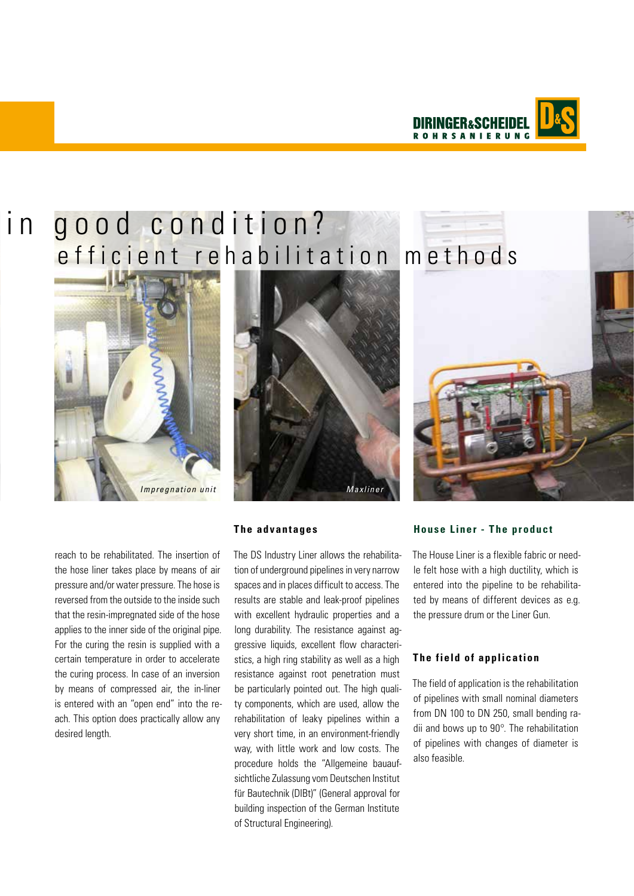# in good condition?

## efficient rehabilitation methods

*Impregnation unit*

*Maxliner*

reach to be rehabilitated. The insertion of the hose liner takes place by means of air pressure and/or water pressure. The hose is reversed from the outside to the inside such that the resin-impregnated side of the hose applies to the inner side of the original pipe. For the curing the resin is supplied with a certain temperature in order to accelerate the curing process. In case of an inversion by means of compressed air, the in-liner is entered with an "open end" into the reach. This option does practically allow any desired length.

### The advantages

The DS Industry Liner allows the rehabilitation of underground pipelines in very narrow spaces and in places difficult to access. The results are stable and leak-proof pipelines with excellent hydraulic properties and a long durability. The resistance against aggressive liquids, excellent flow characteristics, a high ring stability as well as a high resistance against root penetration must be particularly pointed out. The high quality components, which are used, allow the rehabilitation of leaky pipelines within a very short time, in an environment-friendly way, with little work and low costs. The procedure holds the "Allgemeine bauaufsichtliche Zulassung vom Deutschen Institut für Bautechnik (DIBt)" (General approval for building inspection of the German Institute of Structural Engineering).

### House Liner - The product

The House Liner is a flexible fabric or needle felt hose with a high ductility, which is entered into the pipeline to be rehabilitated by means of different devices as e.g. the pressure drum or the Liner Gun.

### The field of application

The field of application is the rehabilitation of pipelines with small nominal diameters from DN 100 to DN 250, small bending radii and bows up to 90°. The rehabilitation of pipelines with changes of diameter is also feasible.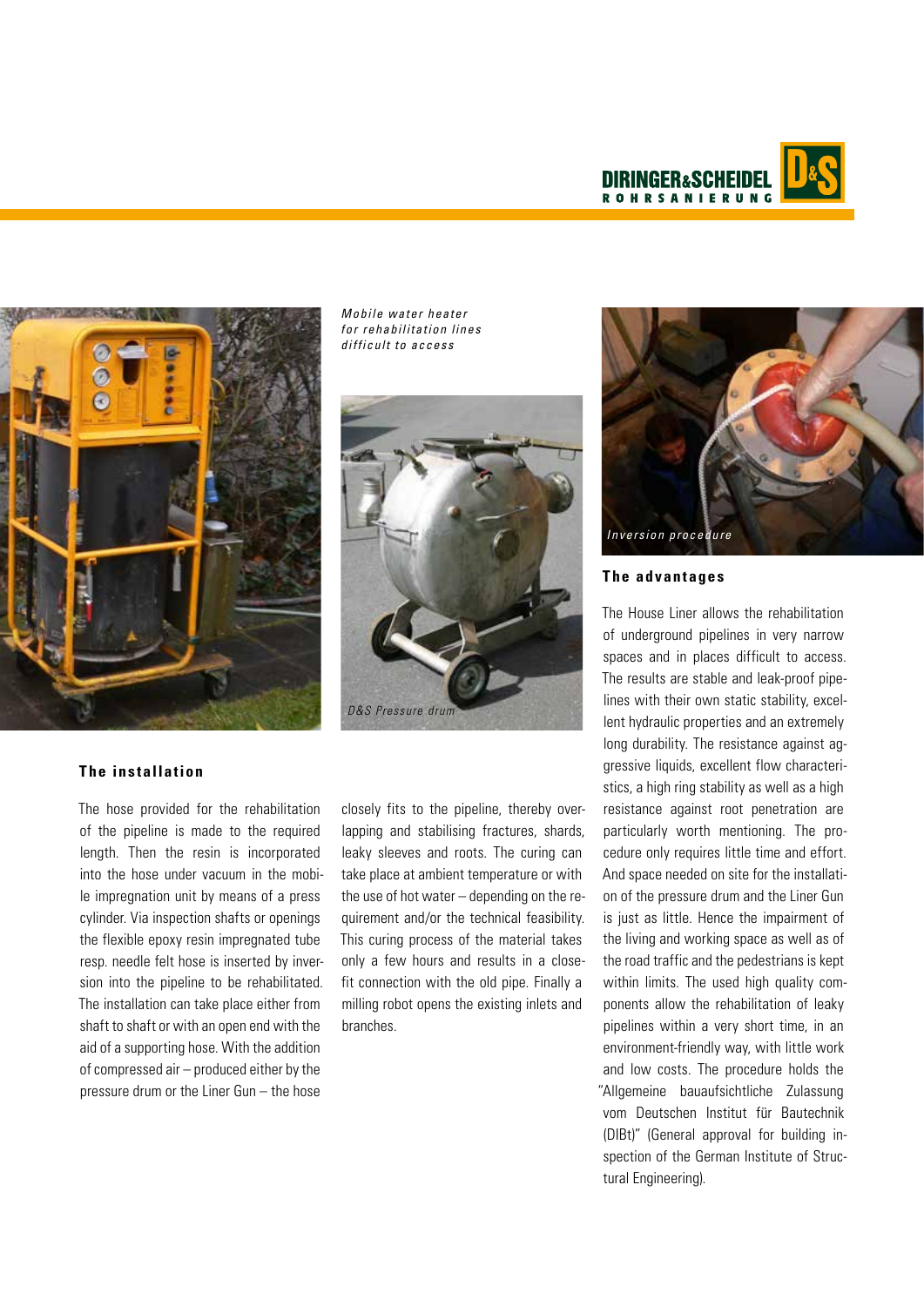*Mobile water heater for rehabilitation lines difficult to access*

*D&S Pressure drum*

*Inversion procedure*

## The installation

The hose provided for the rehabilitation of the pipeline is made to the required length. Then the resin is incorporated into the hose under vacuum in the mobile impregnation unit by means of a press cylinder. Via inspection shafts or openings the flexible epoxy resin impregnated tube resp. needle felt hose is inserted by inversion into the pipeline to be rehabilitated. The installation can take place either from shaft to shaft or with an open end with the aid of a supporting hose. With the addition of compressed air – produced either by the pressure drum or the Liner Gun – the hose closely fits to the pipeline, thereby overlapping and stabilising fractures, shards, leaky sleeves and roots. The curing can take place at ambient temperature or with the use of hot water – depending on the requirement and/or the technical feasibility. This curing process of the material takes only a few hours and results in a close-fit connection with the old pipe. Finally a milling robot opens the existing inlets and branches.

## The advantages

The House Liner allows the rehabilitation of underground pipelines in very narrow spaces and in places difficult to access. The results are stable and leak-proof pipelines with their own static stability, excellent hydraulic properties and an extremely long durability. The resistance against aggressive liquids, excellent flow characteristics, a high ring stability as well as a high resistance against root penetration are particularly worth mentioning. The procedure only requires little time and effort. And space needed on site for the installation of the pressure drum and the Liner Gun is just as little. Hence the impairment of the living and working space as well as of the road traffic and the pedestrians is kept within limits. The used high quality components allow the rehabilitation of leaky pipelines within a very short time, in an environment-friendly way, with little work and low costs. The procedure holds the "Allgemeine bauaufsichtliche Zulassung vom Deutschen Institut für Bautechnik (DIBt)" (General approval for building inspection of the German Institute of Structural Engineering).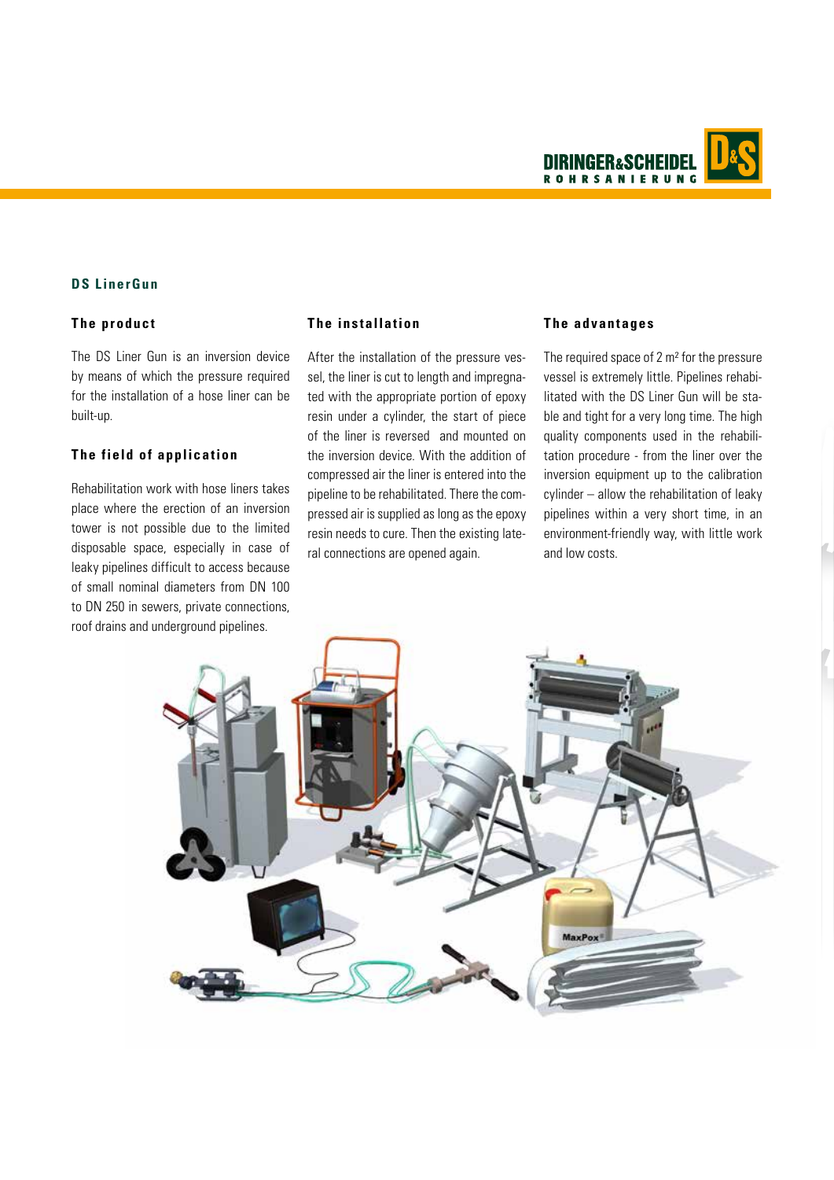## DS LinerGun

### The product

The DS Liner Gun is an inversion device by means of which the pressure required for the installation of a hose liner can be built-up.

### The field of application

Rehabilitation work with hose liners takes place where the erection of an inversion tower is not possible due to the limited disposable space, especially in case of leaky pipelines difficult to access because of small nominal diameters from DN 100 to DN 250 in sewers, private connections, roof drains and underground pipelines.

### The installation

After the installation of the pressure vessel, the liner is cut to length and impregnated with the appropriate portion of epoxy resin under a cylinder, the start of piece of the liner is reversed and mounted on the inversion device. With the addition of compressed air the liner is entered into the pipeline to be rehabilitated. There the compressed air is supplied as long as the epoxy resin needs to cure. Then the existing lateral connections are opened again.

### The advantages

The required space of 2 m² for the pressure vessel is extremely little. Pipelines rehabilitated with the DS Liner Gun will be stable and tight for a very long time. The high quality components used in the rehabilitation procedure - from the liner over the inversion equipment up to the calibration cylinder – allow the rehabilitation of leaky pipelines within a very short time, in an environment-friendly way, with little work and low costs.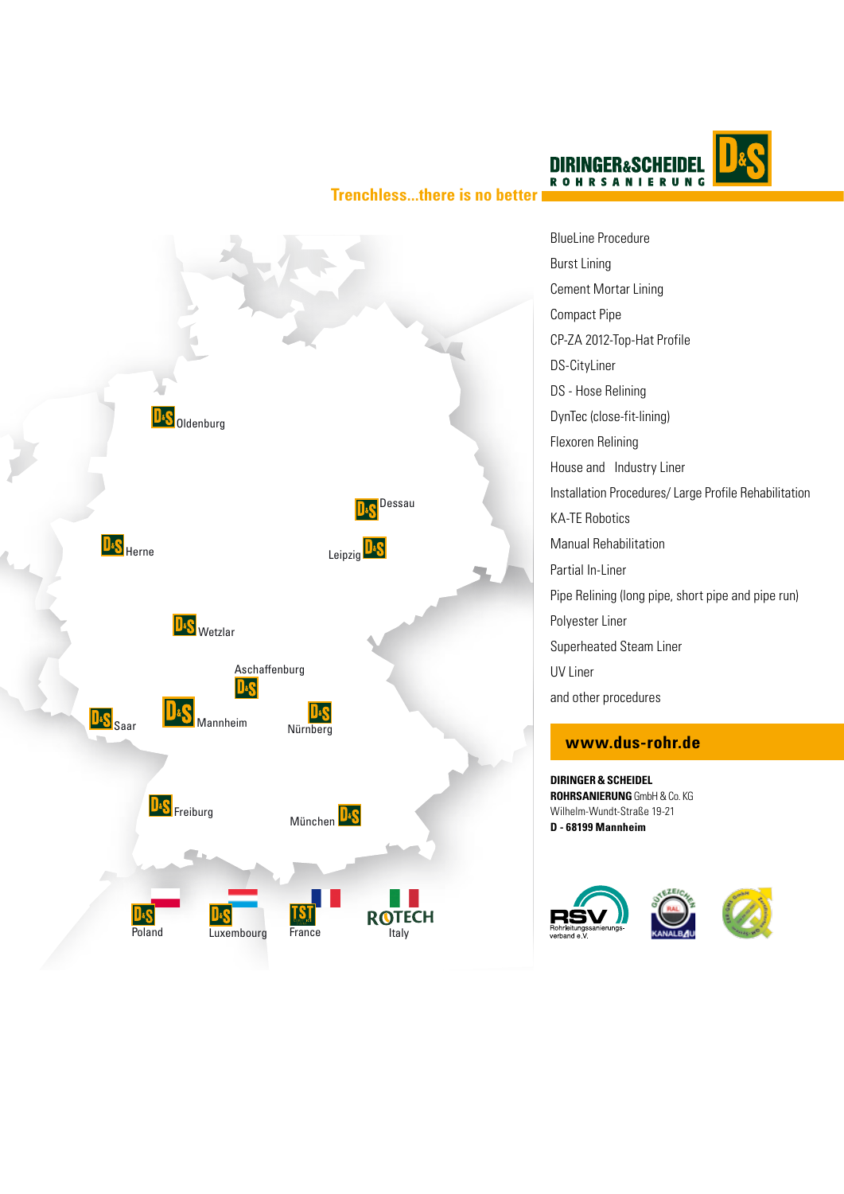DIRINGER&SCHEIDEL ROHRSANIERUNG

Trenchless...there is no better

Oldenburg

Dessau

Herne

Leipzig

Wetzlar

Aschaffenburg

Saar

Mannheim

Nürnberg

Freiburg

München

Poland

Luxembourg

TST France

ROTECH Italy

- BlueLine Procedure
- Burst Lining
- Cement Mortar Lining
- Compact Pipe
- CP-ZA 2012-Top-Hat Profile
- DS-CityLiner
- DS - Hose Relining
- DynTec (close-fit-lining)
- Flexoren Relining
- House and Industry Liner
- Installation Procedures/ Large Profile Rehabilitation
- KA-TE Robotics
- Manual Rehabilitation
- Partial In-Liner
- Pipe Relining (long pipe, short pipe and pipe run)
- Polyester Liner
- Superheated Steam Liner
- UV Liner
- and other procedures

**www.dus-rohr.de**

**DIRINGER & SCHEIDEL**
**ROHRSANIERUNG** GmbH & Co. KG
Wilhelm-Wundt-Straße 19-21
**D - 68199 Mannheim**

RSV Rohrleitungssanierungsverband e.V.